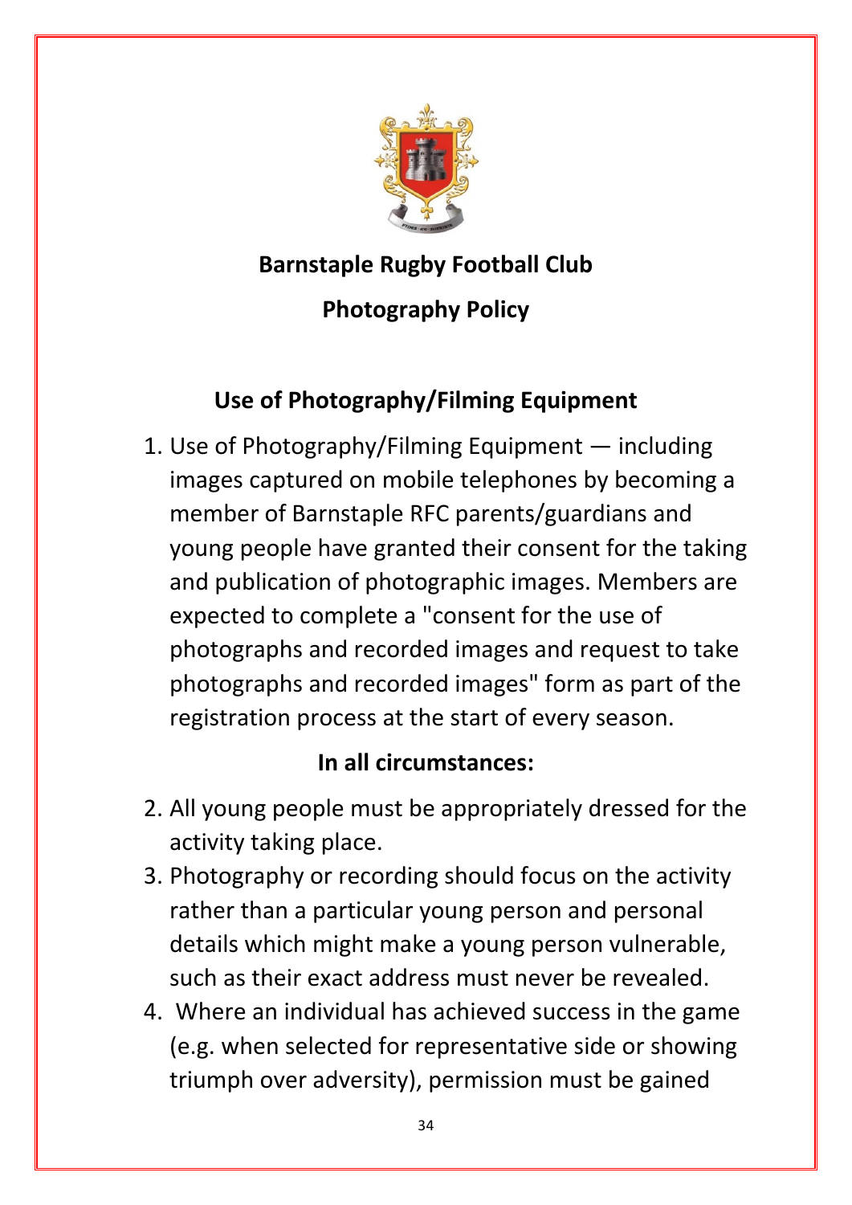# Barnstaple Rugby Football Club

# Photography Policy

## Use of Photography/Filming Equipment

1. Use of Photography/Filming Equipment — including images captured on mobile telephones by becoming a member of Barnstaple RFC parents/guardians and young people have granted their consent for the taking and publication of photographic images. Members are expected to complete a "consent for the use of photographs and recorded images and request to take photographs and recorded images" form as part of the registration process at the start of every season.

### In all circumstances:

2. All young people must be appropriately dressed for the activity taking place.
3. Photography or recording should focus on the activity rather than a particular young person and personal details which might make a young person vulnerable, such as their exact address must never be revealed.
4. Where an individual has achieved success in the game (e.g. when selected for representative side or showing triumph over adversity), permission must be gained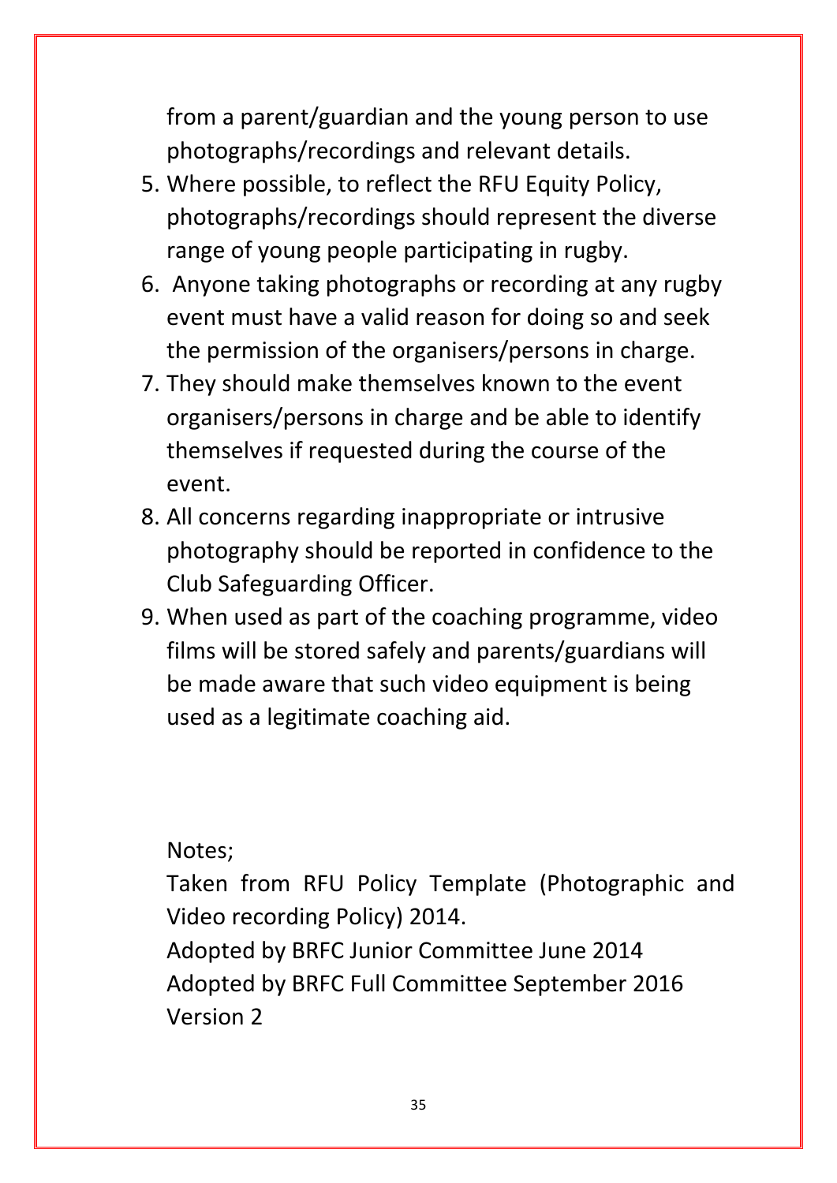from a parent/guardian and the young person to use photographs/recordings and relevant details.

5. Where possible, to reflect the RFU Equity Policy, photographs/recordings should represent the diverse range of young people participating in rugby.
6. Anyone taking photographs or recording at any rugby event must have a valid reason for doing so and seek the permission of the organisers/persons in charge.
7. They should make themselves known to the event organisers/persons in charge and be able to identify themselves if requested during the course of the event.
8. All concerns regarding inappropriate or intrusive photography should be reported in confidence to the Club Safeguarding Officer.
9. When used as part of the coaching programme, video films will be stored safely and parents/guardians will be made aware that such video equipment is being used as a legitimate coaching aid.

Notes;

Taken from RFU Policy Template (Photographic and Video recording Policy) 2014.

Adopted by BRFC Junior Committee June 2014

Adopted by BRFC Full Committee September 2016

Version 2